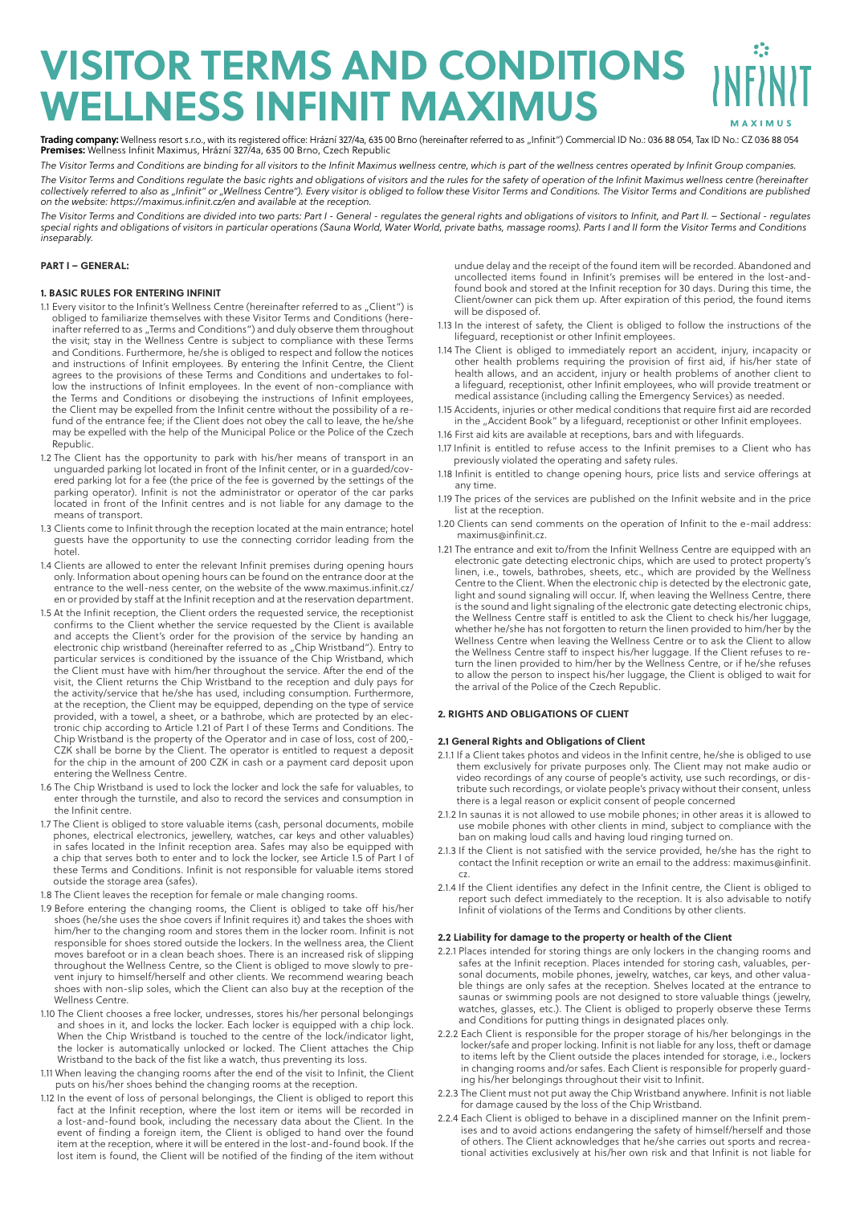# VISITOR TERMS AND CONDITIONS WELLNESS INFINIT MAXIMUS

**Trading company:** Wellness resort s.r.o., with its registered office: Hrázní 327/4a, 635 00 Brno (hereinafter referred to as „Infinit") Commercial ID No.: 036 88 054, Tax ID No.: CZ 036 88 054
**Premises:** Wellness Infinit Maximus, Hrázní 327/4a, 635 00 Brno, Czech Republic

*The Visitor Terms and Conditions are binding for all visitors to the Infinit Maximus wellness centre, which is part of the wellness centres operated by Infinit Group companies.*

*The Visitor Terms and Conditions regulate the basic rights and obligations of visitors and the rules for the safety of operation of the Infinit Maximus wellness centre (hereinafter collectively referred to also as „Infinit" or „Wellness Centre"). Every visitor is obliged to follow these Visitor Terms and Conditions. The Visitor Terms and Conditions are published on the website: https://maximus.infinit.cz/en and available at the reception.*

*The Visitor Terms and Conditions are divided into two parts: Part I - General - regulates the general rights and obligations of visitors to Infinit, and Part II. – Sectional - regulates special rights and obligations of visitors in particular operations (Sauna World, Water World, private baths, massage rooms). Parts I and II form the Visitor Terms and Conditions inseparably.*

## PART I – GENERAL:

### 1. BASIC RULES FOR ENTERING INFINIT

1.1 Every visitor to the Infinit's Wellness Centre (hereinafter referred to as „Client") is obliged to familiarize themselves with these Visitor Terms and Conditions (hereinafter referred to as „Terms and Conditions") and duly observe them throughout the visit; stay in the Wellness Centre is subject to compliance with these Terms and Conditions. Furthermore, he/she is obliged to respect and follow the notices and instructions of Infinit employees. By entering the Infinit Centre, the Client agrees to the provisions of these Terms and Conditions and undertakes to follow the instructions of Infinit employees. In the event of non-compliance with the Terms and Conditions or disobeying the instructions of Infinit employees, the Client may be expelled from the Infinit centre without the possibility of a refund of the entrance fee; if the Client does not obey the call to leave, the he/she may be expelled with the help of the Municipal Police or the Police of the Czech Republic.

1.2 The Client has the opportunity to park with his/her means of transport in an unguarded parking lot located in front of the Infinit center, or in a guarded/covered parking lot for a fee (the price of the fee is governed by the settings of the parking operator). Infinit is not the administrator or operator of the car parks located in front of the Infinit centres and is not liable for any damage to the means of transport.

1.3 Clients come to Infinit through the reception located at the main entrance; hotel guests have the opportunity to use the connecting corridor leading from the hotel.

1.4 Clients are allowed to enter the relevant Infinit premises during opening hours only. Information about opening hours can be found on the entrance door at the entrance to the well-ness center, on the website of the www.maximus.infinit.cz/en or provided by staff at the Infinit reception and at the reservation department.

1.5 At the Infinit reception, the Client orders the requested service, the receptionist confirms to the Client whether the service requested by the Client is available and accepts the Client's order for the provision of the service by handing an electronic chip wristband (hereinafter referred to as „Chip Wristband"). Entry to particular services is conditioned by the issuance of the Chip Wristband, which the Client must have with him/her throughout the service. After the end of the visit, the Client returns the Chip Wristband to the reception and duly pays for the activity/service that he/she has used, including consumption. Furthermore, at the reception, the Client may be equipped, depending on the type of service provided, with a towel, a sheet, or a bathrobe, which are protected by an electronic chip according to Article 1.21 of Part I of these Terms and Conditions. The Chip Wristband is the property of the Operator and in case of loss, cost of 200,- CZK shall be borne by the Client. The operator is entitled to request a deposit for the chip in the amount of 200 CZK in cash or a payment card deposit upon entering the Wellness Centre.

1.6 The Chip Wristband is used to lock the locker and lock the safe for valuables, to enter through the turnstile, and also to record the services and consumption in the Infinit centre.

1.7 The Client is obliged to store valuable items (cash, personal documents, mobile phones, electrical electronics, jewellery, watches, car keys and other valuables) in safes located in the Infinit reception area. Safes may also be equipped with a chip that serves both to enter and to lock the locker, see Article 1.5 of Part I of these Terms and Conditions. Infinit is not responsible for valuable items stored outside the storage area (safes).

1.8 The Client leaves the reception for female or male changing rooms.

1.9 Before entering the changing rooms, the Client is obliged to take off his/her shoes (he/she uses the shoe covers if Infinit requires it) and takes the shoes with him/her to the changing room and stores them in the locker room. Infinit is not responsible for shoes stored outside the lockers. In the wellness area, the Client moves barefoot or in a clean beach shoes. There is an increased risk of slipping throughout the Wellness Centre, so the Client is obliged to move slowly to prevent injury to himself/herself and other clients. We recommend wearing beach shoes with non-slip soles, which the Client can also buy at the reception of the Wellness Centre.

1.10 The Client chooses a free locker, undresses, stores his/her personal belongings and shoes in it, and locks the locker. Each locker is equipped with a chip lock. When the Chip Wristband is touched to the centre of the lock/indicator light, the locker is automatically unlocked or locked. The Client attaches the Chip Wristband to the back of the fist like a watch, thus preventing its loss.

1.11 When leaving the changing rooms after the end of the visit to Infinit, the Client puts on his/her shoes behind the changing rooms at the reception.

1.12 In the event of loss of personal belongings, the Client is obliged to report this fact at the Infinit reception, where the lost item or items will be recorded in a lost-and-found book, including the necessary data about the Client. In the event of finding a foreign item, the Client is obliged to hand over the found item at the reception, where it will be entered in the lost-and-found book. If the lost item is found, the Client will be notified of the finding of the item without undue delay and the receipt of the found item will be recorded. Abandoned and uncollected items found in Infinit's premises will be entered in the lost-and-found book and stored at the Infinit reception for 30 days. During this time, the Client/owner can pick them up. After expiration of this period, the found items will be disposed of.

1.13 In the interest of safety, the Client is obliged to follow the instructions of the lifeguard, receptionist or other Infinit employees.

1.14 The Client is obliged to immediately report an accident, injury, incapacity or other health problems requiring the provision of first aid, if his/her state of health allows, and an accident, injury or health problems of another client to a lifeguard, receptionist, other Infinit employees, who will provide treatment or medical assistance (including calling the Emergency Services) as needed.

1.15 Accidents, injuries or other medical conditions that require first aid are recorded in the „Accident Book" by a lifeguard, receptionist or other Infinit employees.

1.16 First aid kits are available at receptions, bars and with lifeguards.

1.17 Infinit is entitled to refuse access to the Infinit premises to a Client who has previously violated the operating and safety rules.

1.18 Infinit is entitled to change opening hours, price lists and service offerings at any time.

1.19 The prices of the services are published on the Infinit website and in the price list at the reception.

1.20 Clients can send comments on the operation of Infinit to the e-mail address: maximus@infinit.cz.

1.21 The entrance and exit to/from the Infinit Wellness Centre are equipped with an electronic gate detecting electronic chips, which are used to protect property's linen, i.e., towels, bathrobes, sheets, etc., which are provided by the Wellness Centre to the Client. When the electronic chip is detected by the electronic gate, light and sound signaling will occur. If, when leaving the Wellness Centre, there is the sound and light signaling of the electronic gate detecting electronic chips, the Wellness Centre staff is entitled to ask the Client to check his/her luggage, whether he/she has not forgotten to return the linen provided to him/her by the Wellness Centre when leaving the Wellness Centre or to ask the Client to allow the Wellness Centre staff to inspect his/her luggage. If the Client refuses to return the linen provided to him/her by the Wellness Centre, or if he/she refuses to allow the person to inspect his/her luggage, the Client is obliged to wait for the arrival of the Police of the Czech Republic.

### 2. RIGHTS AND OBLIGATIONS OF CLIENT

#### 2.1 General Rights and Obligations of Client

2.1.1 If a Client takes photos and videos in the Infinit centre, he/she is obliged to use them exclusively for private purposes only. The Client may not make audio or video recordings of any course of people's activity, use such recordings, or distribute such recordings, or violate people's privacy without their consent, unless there is a legal reason or explicit consent of people concerned

2.1.2 In saunas it is not allowed to use mobile phones; in other areas it is allowed to use mobile phones with other clients in mind, subject to compliance with the ban on making loud calls and having loud ringing turned on.

2.1.3 If the Client is not satisfied with the service provided, he/she has the right to contact the Infinit reception or write an email to the address: maximus@infinit.cz.

2.1.4 If the Client identifies any defect in the Infinit centre, the Client is obliged to report such defect immediately to the reception. It is also advisable to notify Infinit of violations of the Terms and Conditions by other clients.

#### 2.2 Liability for damage to the property or health of the Client

2.2.1 Places intended for storing things are only lockers in the changing rooms and safes at the Infinit reception. Places intended for storing cash, valuables, personal documents, mobile phones, jewelry, watches, car keys, and other valuable things are only safes at the reception. Shelves located at the entrance to saunas or swimming pools are not designed to store valuable things (jewelry, watches, glasses, etc.). The Client is obliged to properly observe these Terms and Conditions for putting things in designated places only.

2.2.2 Each Client is responsible for the proper storage of his/her belongings in the locker/safe and proper locking. Infinit is not liable for any loss, theft or damage to items left by the Client outside the places intended for storage, i.e., lockers in changing rooms and/or safes. Each Client is responsible for properly guarding his/her belongings throughout their visit to Infinit.

2.2.3 The Client must not put away the Chip Wristband anywhere. Infinit is not liable for damage caused by the loss of the Chip Wristband.

2.2.4 Each Client is obliged to behave in a disciplined manner on the Infinit premises and to avoid actions endangering the safety of himself/herself and those of others. The Client acknowledges that he/she carries out sports and recreational activities exclusively at his/her own risk and that Infinit is not liable for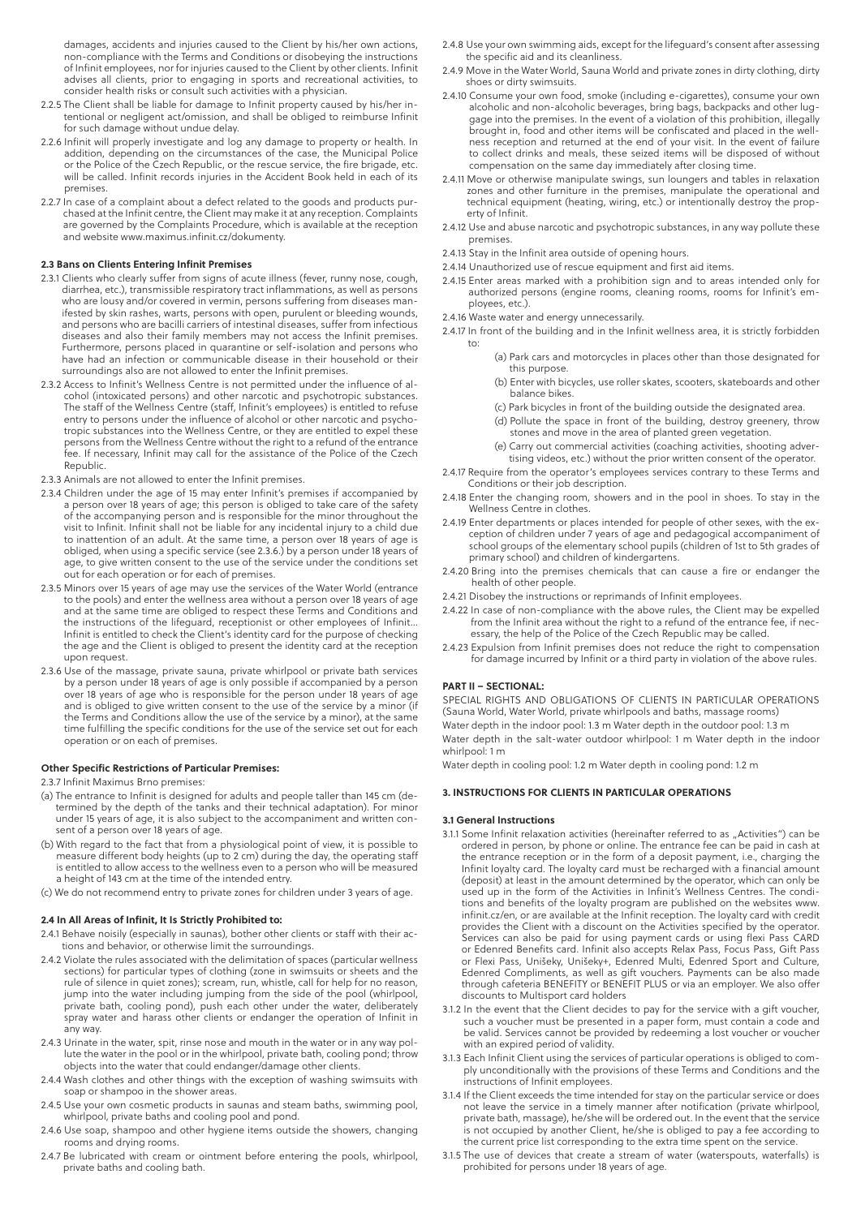damages, accidents and injuries caused to the Client by his/her own actions, non-compliance with the Terms and Conditions or disobeying the instructions of Infinit employees, nor for injuries caused to the Client by other clients. Infinit advises all clients, prior to engaging in sports and recreational activities, to consider health risks or consult such activities with a physician.

2.2.5 The Client shall be liable for damage to Infinit property caused by his/her intentional or negligent act/omission, and shall be obliged to reimburse Infinit for such damage without undue delay.

2.2.6 Infinit will properly investigate and log any damage to property or health. In addition, depending on the circumstances of the case, the Municipal Police or the Police of the Czech Republic, or the rescue service, the fire brigade, etc. will be called. Infinit records injuries in the Accident Book held in each of its premises.

2.2.7 In case of a complaint about a defect related to the goods and products purchased at the Infinit centre, the Client may make it at any reception. Complaints are governed by the Complaints Procedure, which is available at the reception and website www.maximus.infinit.cz/dokumenty.

#### 2.3 Bans on Clients Entering Infinit Premises

2.3.1 Clients who clearly suffer from signs of acute illness (fever, runny nose, cough, diarrhea, etc.), transmissible respiratory tract inflammations, as well as persons who are lousy and/or covered in vermin, persons suffering from diseases manifested by skin rashes, warts, persons with open, purulent or bleeding wounds, and persons who are bacilli carriers of intestinal diseases, suffer from infectious diseases and also their family members may not access the Infinit premises. Furthermore, persons placed in quarantine or self-isolation and persons who have had an infection or communicable disease in their household or their surroundings also are not allowed to enter the Infinit premises.

2.3.2 Access to Infinit's Wellness Centre is not permitted under the influence of alcohol (intoxicated persons) and other narcotic and psychotropic substances. The staff of the Wellness Centre (staff, Infinit's employees) is entitled to refuse entry to persons under the influence of alcohol or other narcotic and psychotropic substances into the Wellness Centre, or they are entitled to expel these persons from the Wellness Centre without the right to a refund of the entrance fee. If necessary, Infinit may call for the assistance of the Police of the Czech Republic.

2.3.3 Animals are not allowed to enter the Infinit premises.

2.3.4 Children under the age of 15 may enter Infinit's premises if accompanied by a person over 18 years of age; this person is obliged to take care of the safety of the accompanying person and is responsible for the minor throughout the visit to Infinit. Infinit shall not be liable for any incidental injury to a child due to inattention of an adult. At the same time, a person over 18 years of age is obliged, when using a specific service (see 2.3.6.) by a person under 18 years of age, to give written consent to the use of the service under the conditions set out for each operation or for each of premises.

2.3.5 Minors over 15 years of age may use the services of the Water World (entrance to the pools) and enter the wellness area without a person over 18 years of age and at the same time are obliged to respect these Terms and Conditions and the instructions of the lifeguard, receptionist or other employees of Infinit... Infinit is entitled to check the Client's identity card for the purpose of checking the age and the Client is obliged to present the identity card at the reception upon request.

2.3.6 Use of the massage, private sauna, private whirlpool or private bath services by a person under 18 years of age is only possible if accompanied by a person over 18 years of age who is responsible for the person under 18 years of age and is obliged to give written consent to the use of the service by a minor (if the Terms and Conditions allow the use of the service by a minor), at the same time fulfilling the specific conditions for the use of the service set out for each operation or on each of premises.

#### Other Specific Restrictions of Particular Premises:

2.3.7 Infinit Maximus Brno premises:

(a) The entrance to Infinit is designed for adults and people taller than 145 cm (determined by the depth of the tanks and their technical adaptation). For minor under 15 years of age, it is also subject to the accompaniment and written consent of a person over 18 years of age.

(b) With regard to the fact that from a physiological point of view, it is possible to measure different body heights (up to 2 cm) during the day, the operating staff is entitled to allow access to the wellness even to a person who will be measured a height of 143 cm at the time of the intended entry.

(c) We do not recommend entry to private zones for children under 3 years of age.

#### 2.4 In All Areas of Infinit, It Is Strictly Prohibited to:

2.4.1 Behave noisily (especially in saunas), bother other clients or staff with their actions and behavior, or otherwise limit the surroundings.

2.4.2 Violate the rules associated with the delimitation of spaces (particular wellness sections) for particular types of clothing (zone in swimsuits or sheets and the rule of silence in quiet zones); scream, run, whistle, call for help for no reason, jump into the water including jumping from the side of the pool (whirlpool, private bath, cooling pond), push each other under the water, deliberately spray water and harass other clients or endanger the operation of Infinit in any way.

2.4.3 Urinate in the water, spit, rinse nose and mouth in the water or in any way pollute the water in the pool or in the whirlpool, private bath, cooling pond; throw objects into the water that could endanger/damage other clients.

2.4.4 Wash clothes and other things with the exception of washing swimsuits with soap or shampoo in the shower areas.

2.4.5 Use your own cosmetic products in saunas and steam baths, swimming pool, whirlpool, private baths and cooling pool and pond.

2.4.6 Use soap, shampoo and other hygiene items outside the showers, changing rooms and drying rooms.

2.4.7 Be lubricated with cream or ointment before entering the pools, whirlpool, private baths and cooling bath.

2.4.8 Use your own swimming aids, except for the lifeguard's consent after assessing the specific aid and its cleanliness.

2.4.9 Move in the Water World, Sauna World and private zones in dirty clothing, dirty shoes or dirty swimsuits.

2.4.10 Consume your own food, smoke (including e-cigarettes), consume your own alcoholic and non-alcoholic beverages, bring bags, backpacks and other luggage into the premises. In the event of a violation of this prohibition, illegally brought in, food and other items will be confiscated and placed in the wellness reception and returned at the end of your visit. In the event of failure to collect drinks and meals, these seized items will be disposed of without compensation on the same day immediately after closing time.

2.4.11 Move or otherwise manipulate swings, sun loungers and tables in relaxation zones and other furniture in the premises, manipulate the operational and technical equipment (heating, wiring, etc.) or intentionally destroy the property of Infinit.

2.4.12 Use and abuse narcotic and psychotropic substances, in any way pollute these premises.

2.4.13 Stay in the Infinit area outside of opening hours.

2.4.14 Unauthorized use of rescue equipment and first aid items.

2.4.15 Enter areas marked with a prohibition sign and to areas intended only for authorized persons (engine rooms, cleaning rooms, rooms for Infinit's employees, etc.).

2.4.16 Waste water and energy unnecessarily.

2.4.17 In front of the building and in the Infinit wellness area, it is strictly forbidden to:

- (a) Park cars and motorcycles in places other than those designated for this purpose.
- (b) Enter with bicycles, use roller skates, scooters, skateboards and other balance bikes.
- (c) Park bicycles in front of the building outside the designated area.
- (d) Pollute the space in front of the building, destroy greenery, throw stones and move in the area of planted green vegetation.
- (e) Carry out commercial activities (coaching activities, shooting advertising videos, etc.) without the prior written consent of the operator.

2.4.17 Require from the operator's employees services contrary to these Terms and Conditions or their job description.

2.4.18 Enter the changing room, showers and in the pool in shoes. To stay in the Wellness Centre in clothes.

2.4.19 Enter departments or places intended for people of other sexes, with the exception of children under 7 years of age and pedagogical accompaniment of school groups of the elementary school pupils (children of 1st to 5th grades of primary school) and children of kindergartens.

2.4.20 Bring into the premises chemicals that can cause a fire or endanger the health of other people.

2.4.21 Disobey the instructions or reprimands of Infinit employees.

2.4.22 In case of non-compliance with the above rules, the Client may be expelled from the Infinit area without the right to a refund of the entrance fee, if necessary, the help of the Police of the Czech Republic may be called.

2.4.23 Expulsion from Infinit premises does not reduce the right to compensation for damage incurred by Infinit or a third party in violation of the above rules.

### PART II – SECTIONAL:

SPECIAL RIGHTS AND OBLIGATIONS OF CLIENTS IN PARTICULAR OPERATIONS (Sauna World, Water World, private whirlpools and baths, massage rooms)

Water depth in the indoor pool: 1.3 m Water depth in the outdoor pool: 1.3 m

Water depth in the salt-water outdoor whirlpool: 1 m Water depth in the indoor whirlpool: 1 m

Water depth in cooling pool: 1.2 m Water depth in cooling pond: 1.2 m

### 3. INSTRUCTIONS FOR CLIENTS IN PARTICULAR OPERATIONS

#### 3.1 General Instructions

3.1.1 Some Infinit relaxation activities (hereinafter referred to as „Activities") can be ordered in person, by phone or online. The entrance fee can be paid in cash at the entrance reception or in the form of a deposit payment, i.e., charging the Infinit loyalty card. The loyalty card must be recharged with a financial amount (deposit) at least in the amount determined by the operator, which can only be used up in the form of the Activities in Infinit's Wellness Centres. The conditions and benefits of the loyalty program are published on the websites www.infinit.cz/en, or are available at the Infinit reception. The loyalty card with credit provides the Client with a discount on the Activities specified by the operator. Services can also be paid for using payment cards or using flexi Pass CARD or Edenred Benefits card. Infinit also accepts Relax Pass, Focus Pass, Gift Pass or Flexi Pass, Unišeky, Unišeky+, Edenred Multi, Edenred Sport and Culture, Edenred Compliments, as well as gift vouchers. Payments can be also made through cafeteria BENEFITY or BENEFIT PLUS or via an employer. We also offer discounts to Multisport card holders

3.1.2 In the event that the Client decides to pay for the service with a gift voucher, such a voucher must be presented in a paper form, must contain a code and be valid. Services cannot be provided by redeeming a lost voucher or voucher with an expired period of validity.

3.1.3 Each Infinit Client using the services of particular operations is obliged to comply unconditionally with the provisions of these Terms and Conditions and the instructions of Infinit employees.

3.1.4 If the Client exceeds the time intended for stay on the particular service or does not leave the service in a timely manner after notification (private whirlpool, private bath, massage), he/she will be ordered out. In the event that the service is not occupied by another Client, he/she is obliged to pay a fee according to the current price list corresponding to the extra time spent on the service.

3.1.5 The use of devices that create a stream of water (waterspouts, waterfalls) is prohibited for persons under 18 years of age.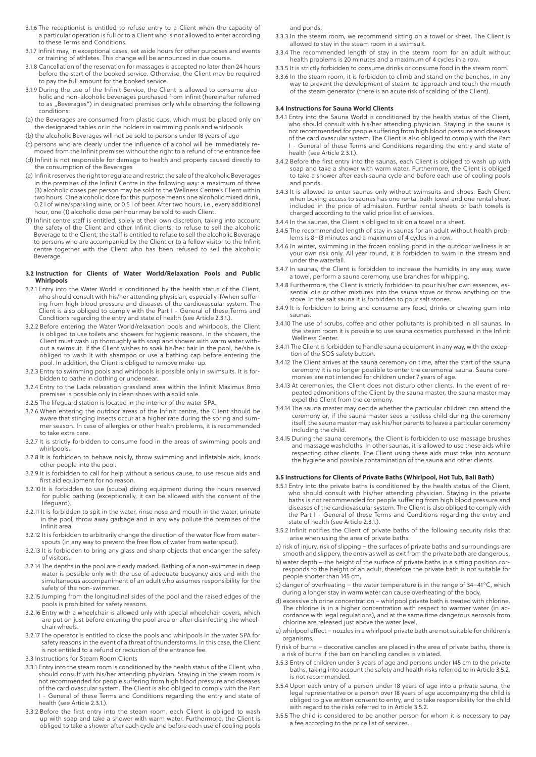3.1.6 The receptionist is entitled to refuse entry to a Client when the capacity of a particular operation is full or to a Client who is not allowed to enter according to these Terms and Conditions.

3.1.7 Infinit may, in exceptional cases, set aside hours for other purposes and events or training of athletes. This change will be announced in due course.

3.1.8 Cancellation of the reservation for massages is accepted no later than 24 hours before the start of the booked service. Otherwise, the Client may be required to pay the full amount for the booked service.

3.1.9 During the use of the Infinit Service, the Client is allowed to consume alcoholic and non-alcoholic beverages purchased from Infinit (hereinafter referred to as „Beverages") in designated premises only while observing the following conditions:

(a) the Beverages are consumed from plastic cups, which must be placed only on the designated tables or in the holders in swimming pools and whirlpools

(b) the alcoholic Beverages will not be sold to persons under 18 years of age

(c) persons who are clearly under the influence of alcohol will be immediately removed from the Infinit premises without the right to a refund of the entrance fee

(d) Infinit is not responsible for damage to health and property caused directly to the consumption of the Beverages

(e) Infinit reserves the right to regulate and restrict the sale of the alcoholic Beverages in the premises of the Infinit Centre in the following way: a maximum of three (3) alcoholic doses per person may be sold to the Wellness Centre's Client within two hours. One alcoholic dose for this purpose means one alcoholic mixed drink, 0.2 l of wine/sparkling wine, or 0.5 l of beer. After two hours, i.e., every additional hour, one (1) alcoholic dose per hour may be sold to each Client.

(f) Infinit centre staff is entitled, solely at their own discretion, taking into account the safety of the Client and other Infinit clients, to refuse to sell the alcoholic Beverage to the Client; the staff is entitled to refuse to sell the alcoholic Beverage to persons who are accompanied by the Client or to a fellow visitor to the Infinit centre together with the Client who has been refused to sell the alcoholic Beverage.

### 3.2 Instruction for Clients of Water World/Relaxation Pools and Public Whirlpools

3.2.1 Entry into the Water World is conditioned by the health status of the Client, who should consult with his/her attending physician, especially if/when suffering from high blood pressure and diseases of the cardiovascular system. The Client is also obliged to comply with the Part I - General of these Terms and Conditions regarding the entry and state of health (see Article 2.3.1.).

3.2.2 Before entering the Water World/relaxation pools and whirlpools, the Client is obliged to use toilets and showers for hygienic reasons. In the showers, the Client must wash up thoroughly with soap and shower with warm water without a swimsuit. If the Client wishes to soak his/her hair in the pool, he/she is obliged to wash it with shampoo or use a bathing cap before entering the pool. In addition, the Client is obliged to remove make-up.

3.2.3 Entry to swimming pools and whirlpools is possible only in swimsuits. It is forbidden to bathe in clothing or underwear.

3.2.4 Entry to the Lada relaxation grassland area within the Infinit Maximus Brno premises is possible only in clean shoes with a solid sole.

3.2.5 The lifeguard station is located in the interior of the water SPA.

3.2.6 When entering the outdoor areas of the Infinit centre, the Client should be aware that stinging insects occur at a higher rate during the spring and summer season. In case of allergies or other health problems, it is recommended to take extra care.

3.2.7 It is strictly forbidden to consume food in the areas of swimming pools and whirlpools.

3.2.8 It is forbidden to behave noisily, throw swimming and inflatable aids, knock other people into the pool.

3.2.9 It is forbidden to call for help without a serious cause, to use rescue aids and first aid equipment for no reason.

3.2.10 It is forbidden to use (scuba) diving equipment during the hours reserved for public bathing (exceptionally, it can be allowed with the consent of the lifeguard).

3.2.11 It is forbidden to spit in the water, rinse nose and mouth in the water, urinate in the pool, throw away garbage and in any way pollute the premises of the Infinit area.

3.2.12 It is forbidden to arbitrarily change the direction of the water flow from waterspouts (in any way to prevent the free flow of water from waterspout).

3.2.13 It is forbidden to bring any glass and sharp objects that endanger the safety of visitors.

3.2.14 The depths in the pool are clearly marked. Bathing of a non-swimmer in deep water is possible only with the use of adequate buoyancy aids and with the simultaneous accompaniment of an adult who assumes responsibility for the safety of the non-swimmer.

3.2.15 Jumping from the longitudinal sides of the pool and the raised edges of the pools is prohibited for safety reasons.

3.2.16 Entry with a wheelchair is allowed only with special wheelchair covers, which are put on just before entering the pool area or after disinfecting the wheelchair wheels.

3.2.17 The operator is entitled to close the pools and whirlpools in the water SPA for safety reasons in the event of a threat of thunderstorms. In this case, the Client is not entitled to a refund or reduction of the entrance fee.

3.3 Instructions for Steam Room Clients

3.3.1 Entry into the steam room is conditioned by the health status of the Client, who should consult with his/her attending physician. Staying in the steam room is not recommended for people suffering from high blood pressure and diseases of the cardiovascular system. The Client is also obliged to comply with the Part I - General of these Terms and Conditions regarding the entry and state of health (see Article 2.3.1.).

3.3.2 Before the first entry into the steam room, each Client is obliged to wash up with soap and take a shower with warm water. Furthermore, the Client is obliged to take a shower after each cycle and before each use of cooling pools and ponds.

3.3.3 In the steam room, we recommend sitting on a towel or sheet. The Client is allowed to stay in the steam room in a swimsuit.

3.3.4 The recommended length of stay in the steam room for an adult without health problems is 20 minutes and a maximum of 4 cycles in a row.

3.3.5 It is strictly forbidden to consume drinks or consume food in the steam room.

3.3.6 In the steam room, it is forbidden to climb and stand on the benches, in any way to prevent the development of steam, to approach and touch the mouth of the steam generator (there is an acute risk of scalding of the Client).

### 3.4 Instructions for Sauna World Clients

3.4.1 Entry into the Sauna World is conditioned by the health status of the Client, who should consult with his/her attending physician. Staying in the sauna is not recommended for people suffering from high blood pressure and diseases of the cardiovascular system. The Client is also obliged to comply with the Part I - General of these Terms and Conditions regarding the entry and state of health (see Article 2.3.1.).

3.4.2 Before the first entry into the saunas, each Client is obliged to wash up with soap and take a shower with warm water. Furthermore, the Client is obliged to take a shower after each sauna cycle and before each use of cooling pools and ponds.

3.4.3 It is allowed to enter saunas only without swimsuits and shoes. Each Client when buying access to saunas has one rental bath towel and one rental sheet included in the price of admission. Further rental sheets or bath towels is charged according to the valid price list of services.

3.4.4 In the saunas, the Client is obliged to sit on a towel or a sheet.

3.4.5 The recommended length of stay in saunas for an adult without health problems is 8–13 minutes and a maximum of 4 cycles in a row.

3.4.6 In winter, swimming in the frozen cooling pond in the outdoor wellness is at your own risk only. All year round, it is forbidden to swim in the stream and under the waterfall.

3.4.7 In saunas, the Client is forbidden to increase the humidity in any way, wave a towel, perform a sauna ceremony, use branches for whipping.

3.4.8 Furthermore, the Client is strictly forbidden to pour his/her own essences, essential oils or other mixtures into the sauna stove or throw anything on the stove. In the salt sauna it is forbidden to pour salt stones.

3.4.9 It is forbidden to bring and consume any food, drinks or chewing gum into saunas.

3.4.10 The use of scrubs, coffee and other pollutants is prohibited in all saunas. In the steam room it is possible to use sauna cosmetics purchased in the Infinit Wellness Center.

3.4.11 The Client is forbidden to handle sauna equipment in any way, with the exception of the SOS safety button.

3.4.12 The Client arrives at the sauna ceremony on time, after the start of the sauna ceremony it is no longer possible to enter the ceremonial sauna. Sauna ceremonies are not intended for children under 7 years of age.

3.4.13 At ceremonies, the Client does not disturb other clients. In the event of repeated admonitions of the Client by the sauna master, the sauna master may expel the Client from the ceremony.

3.4.14 The sauna master may decide whether the particular children can attend the ceremony or, if the sauna master sees a restless child during the ceremony itself, the sauna master may ask his/her parents to leave a particular ceremony including the child.

3.4.15 During the sauna ceremony, the Client is forbidden to use massage brushes and massage washcloths. In other saunas, it is allowed to use these aids while respecting other clients. The Client using these aids must take into account the hygiene and possible contamination of the sauna and other clients.

### 3.5 Instructions for Clients of Private Baths (Whirlpool, Hot Tub, Bali Bath)

3.5.1 Entry into the private baths is conditioned by the health status of the Client, who should consult with his/her attending physician. Staying in the private baths is not recommended for people suffering from high blood pressure and diseases of the cardiovascular system. The Client is also obliged to comply with the Part I - General of these Terms and Conditions regarding the entry and state of health (see Article 2.3.1.).

3.5.2 Infinit notifies the Client of private baths of the following security risks that arise when using the area of private baths:

a) risk of injury, risk of slipping – the surfaces of private baths and surroundings are smooth and slippery, the entry as well as exit from the private bath are dangerous,

b) water depth – the height of the surface of private baths in a sitting position corresponds to the height of an adult, therefore the private bath is not suitable for people shorter than 145 cm,

c) danger of overheating – the water temperature is in the range of 34–41°C, which during a longer stay in warm water can cause overheating of the body,

d) excessive chlorine concentration – whirlpool private bath is treated with chlorine. The chlorine is in a higher concentration with respect to warmer water (in accordance with legal regulations), and at the same time dangerous aerosols from chlorine are released just above the water level,

e) whirlpool effect – nozzles in a whirlpool private bath are not suitable for children's organisms,

f) risk of burns – decorative candles are placed in the area of private baths, there is a risk of burns if the ban on handling candles is violated.

3.5.3 Entry of children under 3 years of age and persons under 145 cm to the private baths, taking into account the safety and health risks referred to in Article 3.5.2, is not recommended.

3.5.4 Upon each entry of a person under 18 years of age into a private sauna, the legal representative or a person over 18 years of age accompanying the child is obliged to give written consent to entry, and to take responsibility for the child with regard to the risks referred to in Article 3.5.2.

3.5.5 The child is considered to be another person for whom it is necessary to pay a fee according to the price list of services.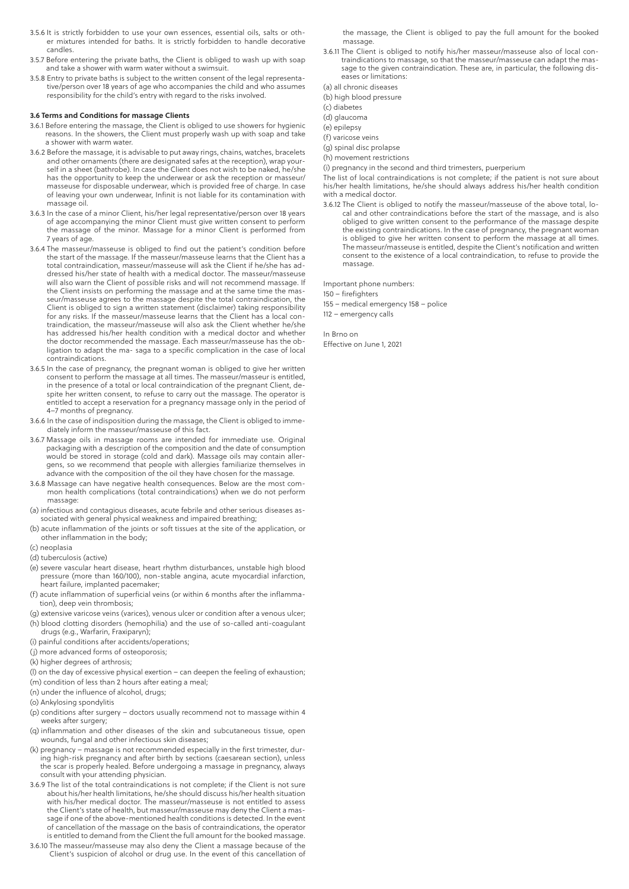3.5.6 It is strictly forbidden to use your own essences, essential oils, salts or other mixtures intended for baths. It is strictly forbidden to handle decorative candles.

3.5.7 Before entering the private baths, the Client is obliged to wash up with soap and take a shower with warm water without a swimsuit.

3.5.8 Entry to private baths is subject to the written consent of the legal representative/person over 18 years of age who accompanies the child and who assumes responsibility for the child's entry with regard to the risks involved.

#### 3.6 Terms and Conditions for massage Clients

3.6.1 Before entering the massage, the Client is obliged to use showers for hygienic reasons. In the showers, the Client must properly wash up with soap and take a shower with warm water.

3.6.2 Before the massage, it is advisable to put away rings, chains, watches, bracelets and other ornaments (there are designated safes at the reception), wrap yourself in a sheet (bathrobe). In case the Client does not wish to be naked, he/she has the opportunity to keep the underwear or ask the reception or masseur/masseuse for disposable underwear, which is provided free of charge. In case of leaving your own underwear, Infinit is not liable for its contamination with massage oil.

3.6.3 In the case of a minor Client, his/her legal representative/person over 18 years of age accompanying the minor Client must give written consent to perform the massage of the minor. Massage for a minor Client is performed from 7 years of age.

3.6.4 The masseur/masseuse is obliged to find out the patient's condition before the start of the massage. If the masseur/masseuse learns that the Client has a total contraindication, masseur/masseuse will ask the Client if he/she has addressed his/her state of health with a medical doctor. The masseur/masseuse will also warn the Client of possible risks and will not recommend massage. If the Client insists on performing the massage and at the same time the masseur/masseuse agrees to the massage despite the total contraindication, the Client is obliged to sign a written statement (disclaimer) taking responsibility for any risks. If the masseur/masseuse learns that the Client has a local contraindication, the masseur/masseuse will also ask the Client whether he/she has addressed his/her health condition with a medical doctor and whether the doctor recommended the massage. Each masseur/masseuse has the obligation to adapt the ma- saga to a specific complication in the case of local contraindications.

3.6.5 In the case of pregnancy, the pregnant woman is obliged to give her written consent to perform the massage at all times. The masseur/masseur is entitled, in the presence of a total or local contraindication of the pregnant Client, despite her written consent, to refuse to carry out the massage. The operator is entitled to accept a reservation for a pregnancy massage only in the period of 4–7 months of pregnancy.

3.6.6 In the case of indisposition during the massage, the Client is obliged to immediately inform the masseur/masseuse of this fact.

3.6.7 Massage oils in massage rooms are intended for immediate use. Original packaging with a description of the composition and the date of consumption would be stored in storage (cold and dark). Massage oils may contain allergens, so we recommend that people with allergies familiarize themselves in advance with the composition of the oil they have chosen for the massage.

3.6.8 Massage can have negative health consequences. Below are the most common health complications (total contraindications) when we do not perform massage:

(a) infectious and contagious diseases, acute febrile and other serious diseases associated with general physical weakness and impaired breathing;
(b) acute inflammation of the joints or soft tissues at the site of the application, or other inflammation in the body;
(c) neoplasia
(d) tuberculosis (active)
(e) severe vascular heart disease, heart rhythm disturbances, unstable high blood pressure (more than 160/100), non-stable angina, acute myocardial infarction, heart failure, implanted pacemaker;
(f) acute inflammation of superficial veins (or within 6 months after the inflammation), deep vein thrombosis;
(g) extensive varicose veins (varices), venous ulcer or condition after a venous ulcer;
(h) blood clotting disorders (hemophilia) and the use of so-called anti-coagulant drugs (e.g., Warfarin, Fraxiparyn);
(i) painful conditions after accidents/operations;
(j) more advanced forms of osteoporosis;
(k) higher degrees of arthrosis;
(l) on the day of excessive physical exertion – can deepen the feeling of exhaustion;
(m) condition of less than 2 hours after eating a meal;
(n) under the influence of alcohol, drugs;
(o) Ankylosing spondylitis
(p) conditions after surgery – doctors usually recommend not to massage within 4 weeks after surgery;
(q) inflammation and other diseases of the skin and subcutaneous tissue, open wounds, fungal and other infectious skin diseases;
(k) pregnancy – massage is not recommended especially in the first trimester, during high-risk pregnancy and after birth by sections (caesarean section), unless the scar is properly healed. Before undergoing a massage in pregnancy, always consult with your attending physician.

3.6.9 The list of the total contraindications is not complete; if the Client is not sure about his/her health limitations, he/she should discuss his/her health situation with his/her medical doctor. The masseur/masseuse is not entitled to assess the Client's state of health, but masseur/masseuse may deny the Client a massage if one of the above-mentioned health conditions is detected. In the event of cancellation of the massage on the basis of contraindications, the operator is entitled to demand from the Client the full amount for the booked massage.

3.6.10 The masseur/masseuse may also deny the Client a massage because of the Client's suspicion of alcohol or drug use. In the event of this cancellation of the massage, the Client is obliged to pay the full amount for the booked massage.

3.6.11 The Client is obliged to notify his/her masseur/masseuse also of local contraindications to massage, so that the masseur/masseuse can adapt the massage to the given contraindication. These are, in particular, the following diseases or limitations:

(a) all chronic diseases
(b) high blood pressure
(c) diabetes
(d) glaucoma
(e) epilepsy
(f) varicose veins
(g) spinal disc prolapse
(h) movement restrictions
(i) pregnancy in the second and third trimesters, puerperium

The list of local contraindications is not complete; if the patient is not sure about his/her health limitations, he/she should always address his/her health condition with a medical doctor.

3.6.12 The Client is obliged to notify the masseur/masseuse of the above total, local and other contraindications before the start of the massage, and is also obliged to give written consent to the performance of the massage despite the existing contraindications. In the case of pregnancy, the pregnant woman is obliged to give her written consent to perform the massage at all times. The masseur/masseuse is entitled, despite the Client's notification and written consent to the existence of a local contraindication, to refuse to provide the massage.

Important phone numbers:
150 – firefighters
155 – medical emergency 158 – police
112 – emergency calls

In Brno on
Effective on June 1, 2021